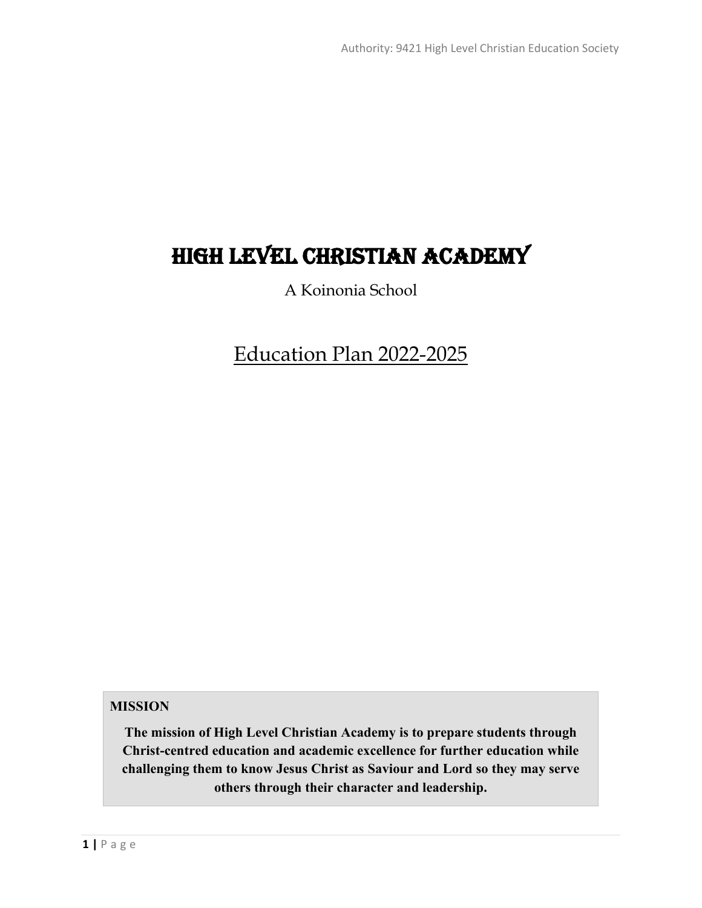Authority: 9421 High Level Christian Education Society

# HIGH LEVEL CHRISTIAN ACADEMY

A Koinonia School

## Education Plan 2022-2025

**MISSION**

**The mission of High Level Christian Academy is to prepare students through Christ-centred education and academic excellence for further education while challenging them to know Jesus Christ as Saviour and Lord so they may serve others through their character and leadership.**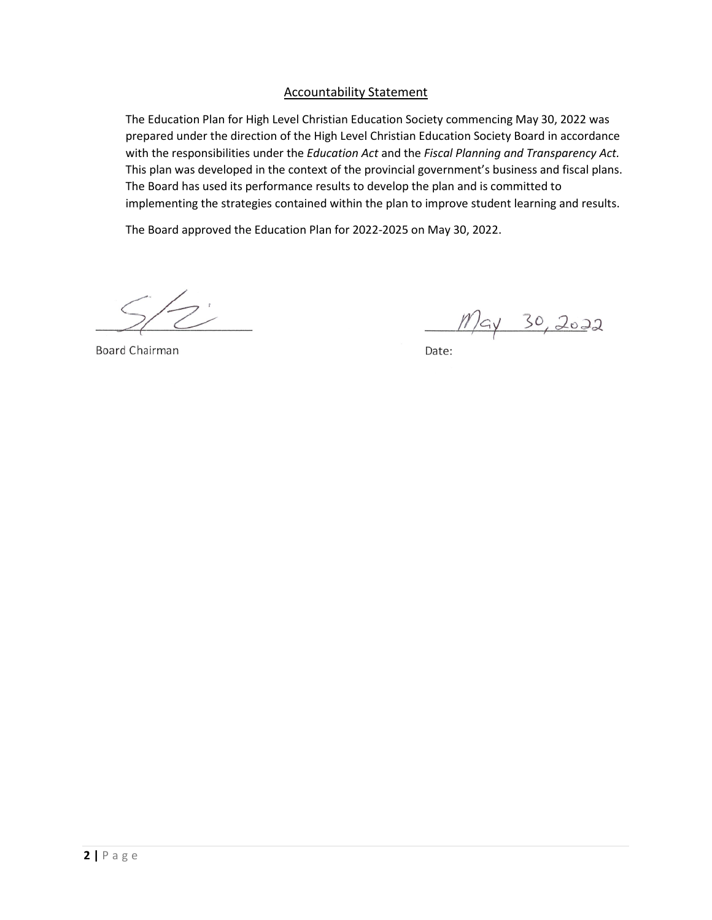## Accountability Statement

The Education Plan for High Level Christian Education Society commencing May 30, 2022 was prepared under the direction of the High Level Christian Education Society Board in accordance with the responsibilities under the *Education Act* and the *Fiscal Planning and Transparency Act.* This plan was developed in the context of the provincial government's business and fiscal plans. The Board has used its performance results to develop the plan and is committed to implementing the strategies contained within the plan to improve student learning and results.

The Board approved the Education Plan for 2022-2025 on May 30, 2022.

Board Chairman

Date: May 30, 2022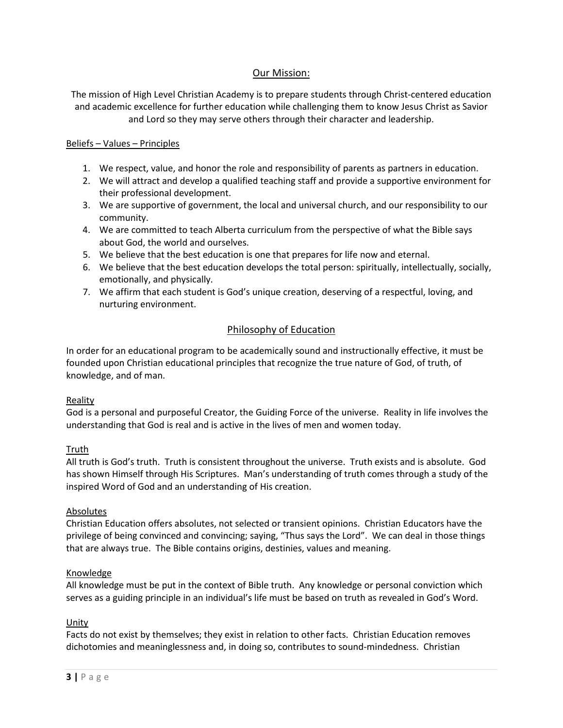## Our Mission:

The mission of High Level Christian Academy is to prepare students through Christ-centered education and academic excellence for further education while challenging them to know Jesus Christ as Savior and Lord so they may serve others through their character and leadership.

### Beliefs – Values – Principles

1. We respect, value, and honor the role and responsibility of parents as partners in education.
2. We will attract and develop a qualified teaching staff and provide a supportive environment for their professional development.
3. We are supportive of government, the local and universal church, and our responsibility to our community.
4. We are committed to teach Alberta curriculum from the perspective of what the Bible says about God, the world and ourselves.
5. We believe that the best education is one that prepares for life now and eternal.
6. We believe that the best education develops the total person: spiritually, intellectually, socially, emotionally, and physically.
7. We affirm that each student is God's unique creation, deserving of a respectful, loving, and nurturing environment.

## Philosophy of Education

In order for an educational program to be academically sound and instructionally effective, it must be founded upon Christian educational principles that recognize the true nature of God, of truth, of knowledge, and of man.

### Reality

God is a personal and purposeful Creator, the Guiding Force of the universe. Reality in life involves the understanding that God is real and is active in the lives of men and women today.

### Truth

All truth is God's truth. Truth is consistent throughout the universe. Truth exists and is absolute. God has shown Himself through His Scriptures. Man's understanding of truth comes through a study of the inspired Word of God and an understanding of His creation.

### Absolutes

Christian Education offers absolutes, not selected or transient opinions. Christian Educators have the privilege of being convinced and convincing; saying, "Thus says the Lord". We can deal in those things that are always true. The Bible contains origins, destinies, values and meaning.

### Knowledge

All knowledge must be put in the context of Bible truth. Any knowledge or personal conviction which serves as a guiding principle in an individual's life must be based on truth as revealed in God's Word.

### Unity

Facts do not exist by themselves; they exist in relation to other facts. Christian Education removes dichotomies and meaninglessness and, in doing so, contributes to sound-mindedness. Christian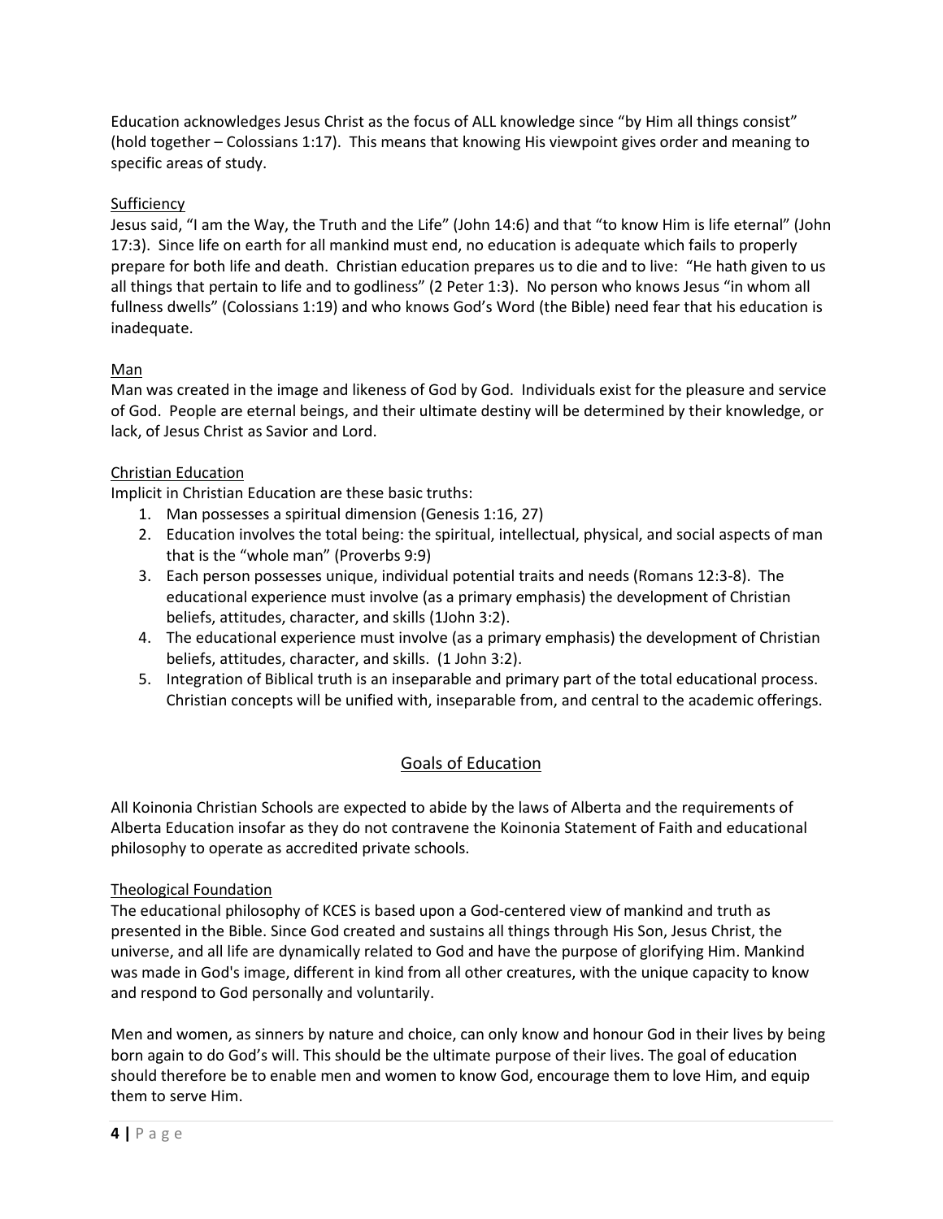Education acknowledges Jesus Christ as the focus of ALL knowledge since "by Him all things consist" (hold together – Colossians 1:17). This means that knowing His viewpoint gives order and meaning to specific areas of study.

Sufficiency

Jesus said, "I am the Way, the Truth and the Life" (John 14:6) and that "to know Him is life eternal" (John 17:3). Since life on earth for all mankind must end, no education is adequate which fails to properly prepare for both life and death. Christian education prepares us to die and to live: "He hath given to us all things that pertain to life and to godliness" (2 Peter 1:3). No person who knows Jesus "in whom all fullness dwells" (Colossians 1:19) and who knows God's Word (the Bible) need fear that his education is inadequate.

Man

Man was created in the image and likeness of God by God. Individuals exist for the pleasure and service of God. People are eternal beings, and their ultimate destiny will be determined by their knowledge, or lack, of Jesus Christ as Savior and Lord.

Christian Education

Implicit in Christian Education are these basic truths:

1. Man possesses a spiritual dimension (Genesis 1:16, 27)
2. Education involves the total being: the spiritual, intellectual, physical, and social aspects of man that is the "whole man" (Proverbs 9:9)
3. Each person possesses unique, individual potential traits and needs (Romans 12:3-8). The educational experience must involve (as a primary emphasis) the development of Christian beliefs, attitudes, character, and skills (1John 3:2).
4. The educational experience must involve (as a primary emphasis) the development of Christian beliefs, attitudes, character, and skills. (1 John 3:2).
5. Integration of Biblical truth is an inseparable and primary part of the total educational process. Christian concepts will be unified with, inseparable from, and central to the academic offerings.

## Goals of Education

All Koinonia Christian Schools are expected to abide by the laws of Alberta and the requirements of Alberta Education insofar as they do not contravene the Koinonia Statement of Faith and educational philosophy to operate as accredited private schools.

Theological Foundation

The educational philosophy of KCES is based upon a God-centered view of mankind and truth as presented in the Bible. Since God created and sustains all things through His Son, Jesus Christ, the universe, and all life are dynamically related to God and have the purpose of glorifying Him. Mankind was made in God's image, different in kind from all other creatures, with the unique capacity to know and respond to God personally and voluntarily.

Men and women, as sinners by nature and choice, can only know and honour God in their lives by being born again to do God's will. This should be the ultimate purpose of their lives. The goal of education should therefore be to enable men and women to know God, encourage them to love Him, and equip them to serve Him.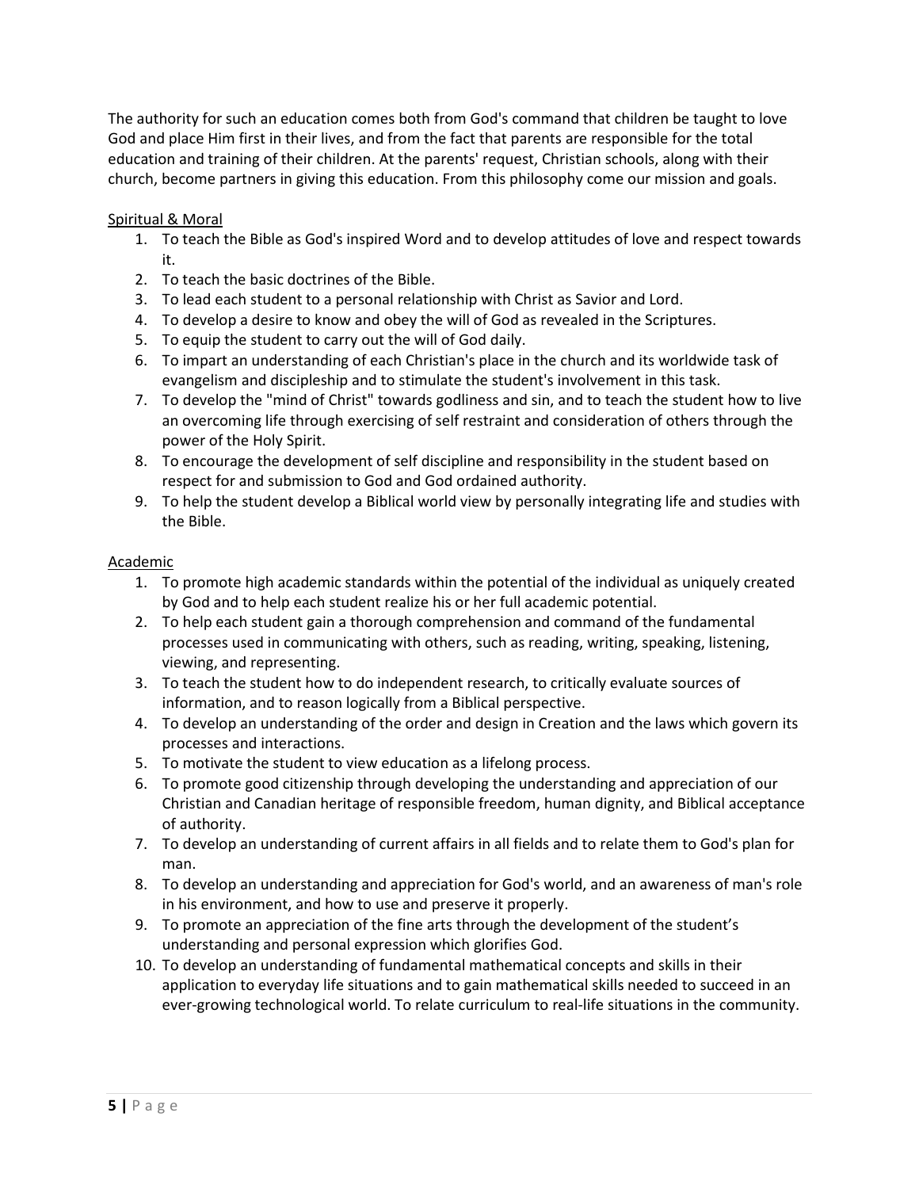The authority for such an education comes both from God's command that children be taught to love God and place Him first in their lives, and from the fact that parents are responsible for the total education and training of their children. At the parents' request, Christian schools, along with their church, become partners in giving this education. From this philosophy come our mission and goals.

<u>Spiritual & Moral</u>

1. To teach the Bible as God's inspired Word and to develop attitudes of love and respect towards it.
2. To teach the basic doctrines of the Bible.
3. To lead each student to a personal relationship with Christ as Savior and Lord.
4. To develop a desire to know and obey the will of God as revealed in the Scriptures.
5. To equip the student to carry out the will of God daily.
6. To impart an understanding of each Christian's place in the church and its worldwide task of evangelism and discipleship and to stimulate the student's involvement in this task.
7. To develop the "mind of Christ" towards godliness and sin, and to teach the student how to live an overcoming life through exercising of self restraint and consideration of others through the power of the Holy Spirit.
8. To encourage the development of self discipline and responsibility in the student based on respect for and submission to God and God ordained authority.
9. To help the student develop a Biblical world view by personally integrating life and studies with the Bible.

<u>Academic</u>

1. To promote high academic standards within the potential of the individual as uniquely created by God and to help each student realize his or her full academic potential.
2. To help each student gain a thorough comprehension and command of the fundamental processes used in communicating with others, such as reading, writing, speaking, listening, viewing, and representing.
3. To teach the student how to do independent research, to critically evaluate sources of information, and to reason logically from a Biblical perspective.
4. To develop an understanding of the order and design in Creation and the laws which govern its processes and interactions.
5. To motivate the student to view education as a lifelong process.
6. To promote good citizenship through developing the understanding and appreciation of our Christian and Canadian heritage of responsible freedom, human dignity, and Biblical acceptance of authority.
7. To develop an understanding of current affairs in all fields and to relate them to God's plan for man.
8. To develop an understanding and appreciation for God's world, and an awareness of man's role in his environment, and how to use and preserve it properly.
9. To promote an appreciation of the fine arts through the development of the student's understanding and personal expression which glorifies God.
10. To develop an understanding of fundamental mathematical concepts and skills in their application to everyday life situations and to gain mathematical skills needed to succeed in an ever-growing technological world. To relate curriculum to real-life situations in the community.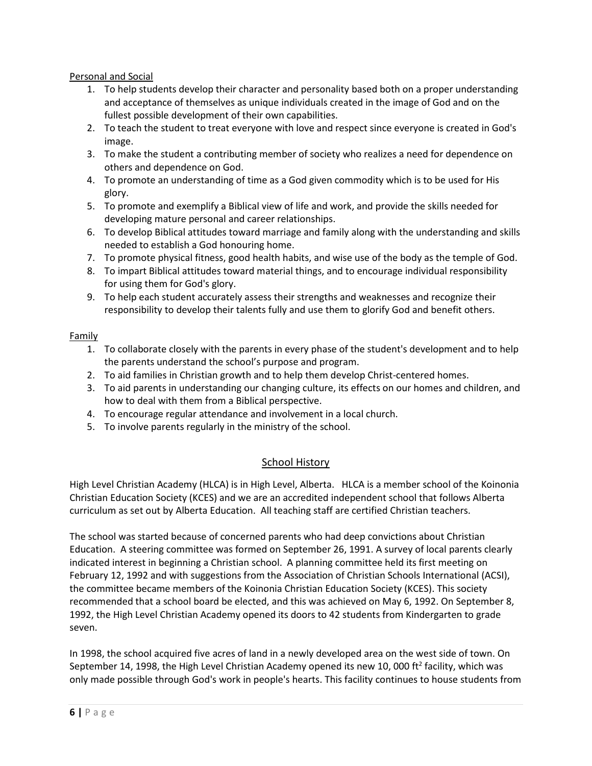Personal and Social

1. To help students develop their character and personality based both on a proper understanding and acceptance of themselves as unique individuals created in the image of God and on the fullest possible development of their own capabilities.
2. To teach the student to treat everyone with love and respect since everyone is created in God's image.
3. To make the student a contributing member of society who realizes a need for dependence on others and dependence on God.
4. To promote an understanding of time as a God given commodity which is to be used for His glory.
5. To promote and exemplify a Biblical view of life and work, and provide the skills needed for developing mature personal and career relationships.
6. To develop Biblical attitudes toward marriage and family along with the understanding and skills needed to establish a God honouring home.
7. To promote physical fitness, good health habits, and wise use of the body as the temple of God.
8. To impart Biblical attitudes toward material things, and to encourage individual responsibility for using them for God's glory.
9. To help each student accurately assess their strengths and weaknesses and recognize their responsibility to develop their talents fully and use them to glorify God and benefit others.

Family

1. To collaborate closely with the parents in every phase of the student's development and to help the parents understand the school's purpose and program.
2. To aid families in Christian growth and to help them develop Christ-centered homes.
3. To aid parents in understanding our changing culture, its effects on our homes and children, and how to deal with them from a Biblical perspective.
4. To encourage regular attendance and involvement in a local church.
5. To involve parents regularly in the ministry of the school.

## School History

High Level Christian Academy (HLCA) is in High Level, Alberta. HLCA is a member school of the Koinonia Christian Education Society (KCES) and we are an accredited independent school that follows Alberta curriculum as set out by Alberta Education. All teaching staff are certified Christian teachers.

The school was started because of concerned parents who had deep convictions about Christian Education. A steering committee was formed on September 26, 1991. A survey of local parents clearly indicated interest in beginning a Christian school. A planning committee held its first meeting on February 12, 1992 and with suggestions from the Association of Christian Schools International (ACSI), the committee became members of the Koinonia Christian Education Society (KCES). This society recommended that a school board be elected, and this was achieved on May 6, 1992. On September 8, 1992, the High Level Christian Academy opened its doors to 42 students from Kindergarten to grade seven.

In 1998, the school acquired five acres of land in a newly developed area on the west side of town. On September 14, 1998, the High Level Christian Academy opened its new 10, 000 ft$^2$ facility, which was only made possible through God's work in people's hearts. This facility continues to house students from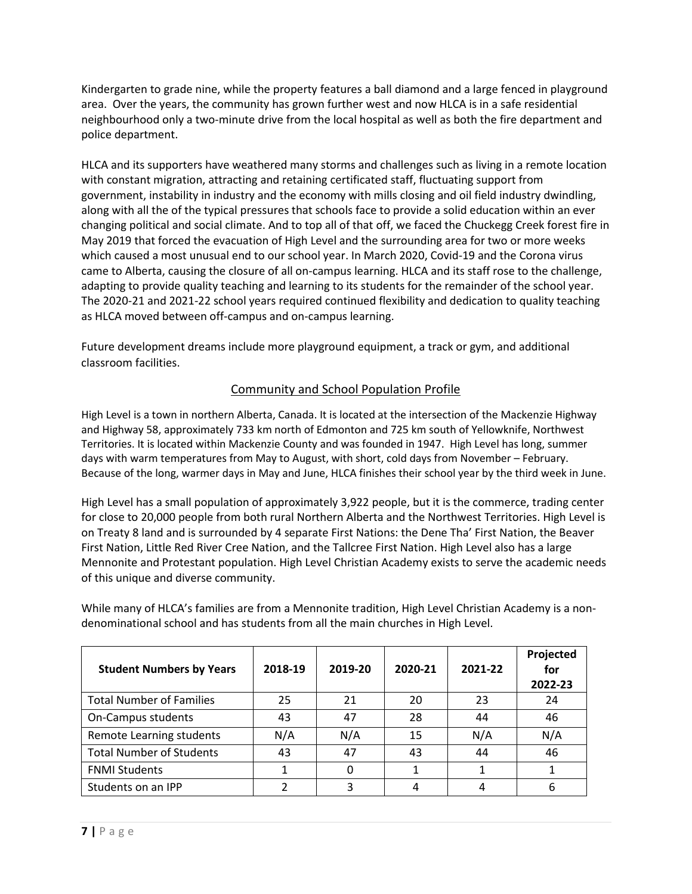Kindergarten to grade nine, while the property features a ball diamond and a large fenced in playground area. Over the years, the community has grown further west and now HLCA is in a safe residential neighbourhood only a two-minute drive from the local hospital as well as both the fire department and police department.

HLCA and its supporters have weathered many storms and challenges such as living in a remote location with constant migration, attracting and retaining certificated staff, fluctuating support from government, instability in industry and the economy with mills closing and oil field industry dwindling, along with all the of the typical pressures that schools face to provide a solid education within an ever changing political and social climate. And to top all of that off, we faced the Chuckegg Creek forest fire in May 2019 that forced the evacuation of High Level and the surrounding area for two or more weeks which caused a most unusual end to our school year. In March 2020, Covid-19 and the Corona virus came to Alberta, causing the closure of all on-campus learning. HLCA and its staff rose to the challenge, adapting to provide quality teaching and learning to its students for the remainder of the school year. The 2020-21 and 2021-22 school years required continued flexibility and dedication to quality teaching as HLCA moved between off-campus and on-campus learning.

Future development dreams include more playground equipment, a track or gym, and additional classroom facilities.

## Community and School Population Profile

High Level is a town in northern Alberta, Canada. It is located at the intersection of the Mackenzie Highway and Highway 58, approximately 733 km north of Edmonton and 725 km south of Yellowknife, Northwest Territories. It is located within Mackenzie County and was founded in 1947. High Level has long, summer days with warm temperatures from May to August, with short, cold days from November – February. Because of the long, warmer days in May and June, HLCA finishes their school year by the third week in June.

High Level has a small population of approximately 3,922 people, but it is the commerce, trading center for close to 20,000 people from both rural Northern Alberta and the Northwest Territories. High Level is on Treaty 8 land and is surrounded by 4 separate First Nations: the Dene Tha' First Nation, the Beaver First Nation, Little Red River Cree Nation, and the Tallcree First Nation. High Level also has a large Mennonite and Protestant population. High Level Christian Academy exists to serve the academic needs of this unique and diverse community.

While many of HLCA's families are from a Mennonite tradition, High Level Christian Academy is a non-denominational school and has students from all the main churches in High Level.

| Student Numbers by Years | 2018-19 | 2019-20 | 2020-21 | 2021-22 | Projected for 2022-23 |
|---|---|---|---|---|---|
| Total Number of Families | 25 | 21 | 20 | 23 | 24 |
| On-Campus students | 43 | 47 | 28 | 44 | 46 |
| Remote Learning students | N/A | N/A | 15 | N/A | N/A |
| Total Number of Students | 43 | 47 | 43 | 44 | 46 |
| FNMI Students | 1 | 0 | 1 | 1 | 1 |
| Students on an IPP | 2 | 3 | 4 | 4 | 6 |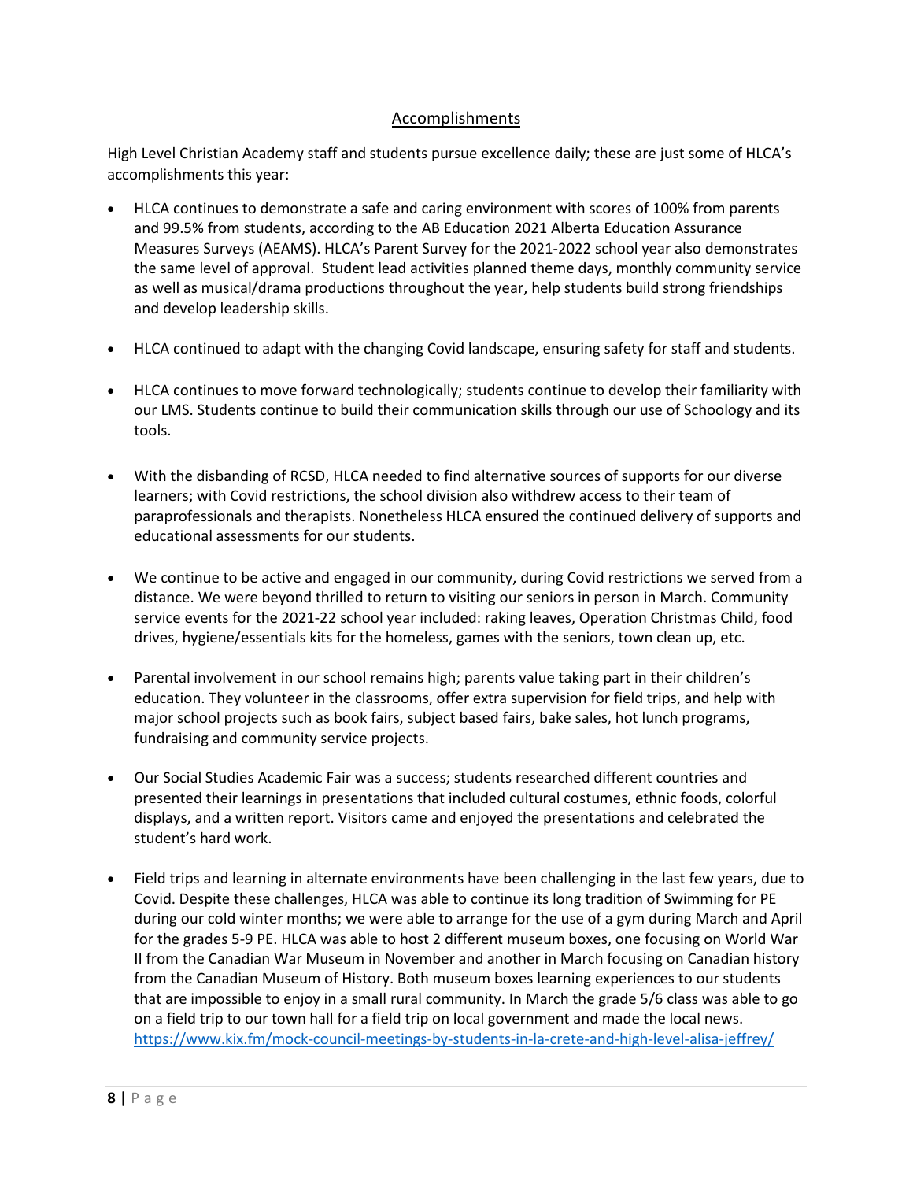## Accomplishments

High Level Christian Academy staff and students pursue excellence daily; these are just some of HLCA's accomplishments this year:

- HLCA continues to demonstrate a safe and caring environment with scores of 100% from parents and 99.5% from students, according to the AB Education 2021 Alberta Education Assurance Measures Surveys (AEAMS). HLCA's Parent Survey for the 2021-2022 school year also demonstrates the same level of approval. Student lead activities planned theme days, monthly community service as well as musical/drama productions throughout the year, help students build strong friendships and develop leadership skills.

- HLCA continued to adapt with the changing Covid landscape, ensuring safety for staff and students.

- HLCA continues to move forward technologically; students continue to develop their familiarity with our LMS. Students continue to build their communication skills through our use of Schoology and its tools.

- With the disbanding of RCSD, HLCA needed to find alternative sources of supports for our diverse learners; with Covid restrictions, the school division also withdrew access to their team of paraprofessionals and therapists. Nonetheless HLCA ensured the continued delivery of supports and educational assessments for our students.

- We continue to be active and engaged in our community, during Covid restrictions we served from a distance. We were beyond thrilled to return to visiting our seniors in person in March. Community service events for the 2021-22 school year included: raking leaves, Operation Christmas Child, food drives, hygiene/essentials kits for the homeless, games with the seniors, town clean up, etc.

- Parental involvement in our school remains high; parents value taking part in their children's education. They volunteer in the classrooms, offer extra supervision for field trips, and help with major school projects such as book fairs, subject based fairs, bake sales, hot lunch programs, fundraising and community service projects.

- Our Social Studies Academic Fair was a success; students researched different countries and presented their learnings in presentations that included cultural costumes, ethnic foods, colorful displays, and a written report. Visitors came and enjoyed the presentations and celebrated the student's hard work.

- Field trips and learning in alternate environments have been challenging in the last few years, due to Covid. Despite these challenges, HLCA was able to continue its long tradition of Swimming for PE during our cold winter months; we were able to arrange for the use of a gym during March and April for the grades 5-9 PE. HLCA was able to host 2 different museum boxes, one focusing on World War II from the Canadian War Museum in November and another in March focusing on Canadian history from the Canadian Museum of History. Both museum boxes learning experiences to our students that are impossible to enjoy in a small rural community. In March the grade 5/6 class was able to go on a field trip to our town hall for a field trip on local government and made the local news. https://www.kix.fm/mock-council-meetings-by-students-in-la-crete-and-high-level-alisa-jeffrey/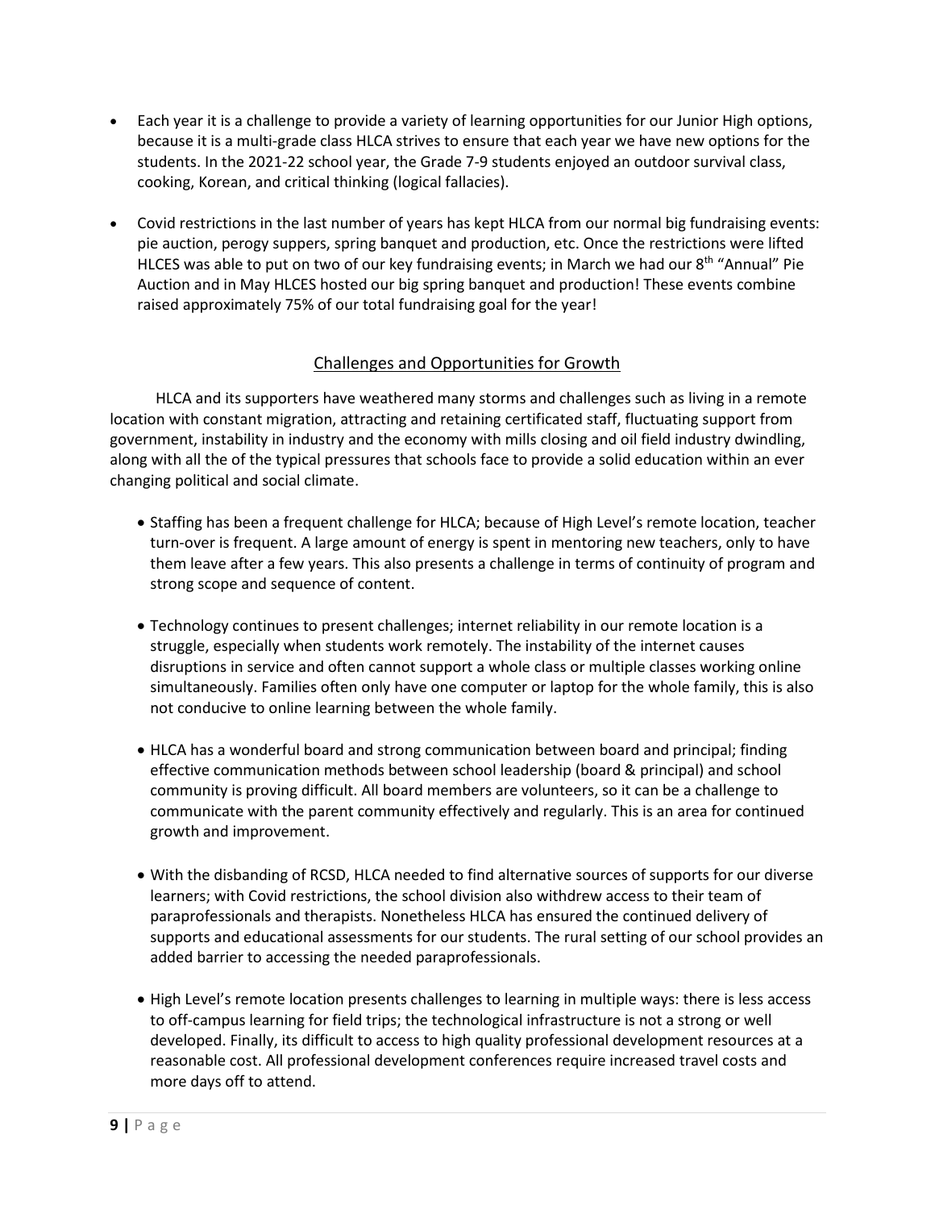- Each year it is a challenge to provide a variety of learning opportunities for our Junior High options, because it is a multi-grade class HLCA strives to ensure that each year we have new options for the students. In the 2021-22 school year, the Grade 7-9 students enjoyed an outdoor survival class, cooking, Korean, and critical thinking (logical fallacies).

- Covid restrictions in the last number of years has kept HLCA from our normal big fundraising events: pie auction, perogy suppers, spring banquet and production, etc. Once the restrictions were lifted HLCES was able to put on two of our key fundraising events; in March we had our 8th "Annual" Pie Auction and in May HLCES hosted our big spring banquet and production! These events combine raised approximately 75% of our total fundraising goal for the year!

## Challenges and Opportunities for Growth

HLCA and its supporters have weathered many storms and challenges such as living in a remote location with constant migration, attracting and retaining certificated staff, fluctuating support from government, instability in industry and the economy with mills closing and oil field industry dwindling, along with all the of the typical pressures that schools face to provide a solid education within an ever changing political and social climate.

- Staffing has been a frequent challenge for HLCA; because of High Level's remote location, teacher turn-over is frequent. A large amount of energy is spent in mentoring new teachers, only to have them leave after a few years. This also presents a challenge in terms of continuity of program and strong scope and sequence of content.

- Technology continues to present challenges; internet reliability in our remote location is a struggle, especially when students work remotely. The instability of the internet causes disruptions in service and often cannot support a whole class or multiple classes working online simultaneously. Families often only have one computer or laptop for the whole family, this is also not conducive to online learning between the whole family.

- HLCA has a wonderful board and strong communication between board and principal; finding effective communication methods between school leadership (board & principal) and school community is proving difficult. All board members are volunteers, so it can be a challenge to communicate with the parent community effectively and regularly. This is an area for continued growth and improvement.

- With the disbanding of RCSD, HLCA needed to find alternative sources of supports for our diverse learners; with Covid restrictions, the school division also withdrew access to their team of paraprofessionals and therapists. Nonetheless HLCA has ensured the continued delivery of supports and educational assessments for our students. The rural setting of our school provides an added barrier to accessing the needed paraprofessionals.

- High Level's remote location presents challenges to learning in multiple ways: there is less access to off-campus learning for field trips; the technological infrastructure is not a strong or well developed. Finally, its difficult to access to high quality professional development resources at a reasonable cost. All professional development conferences require increased travel costs and more days off to attend.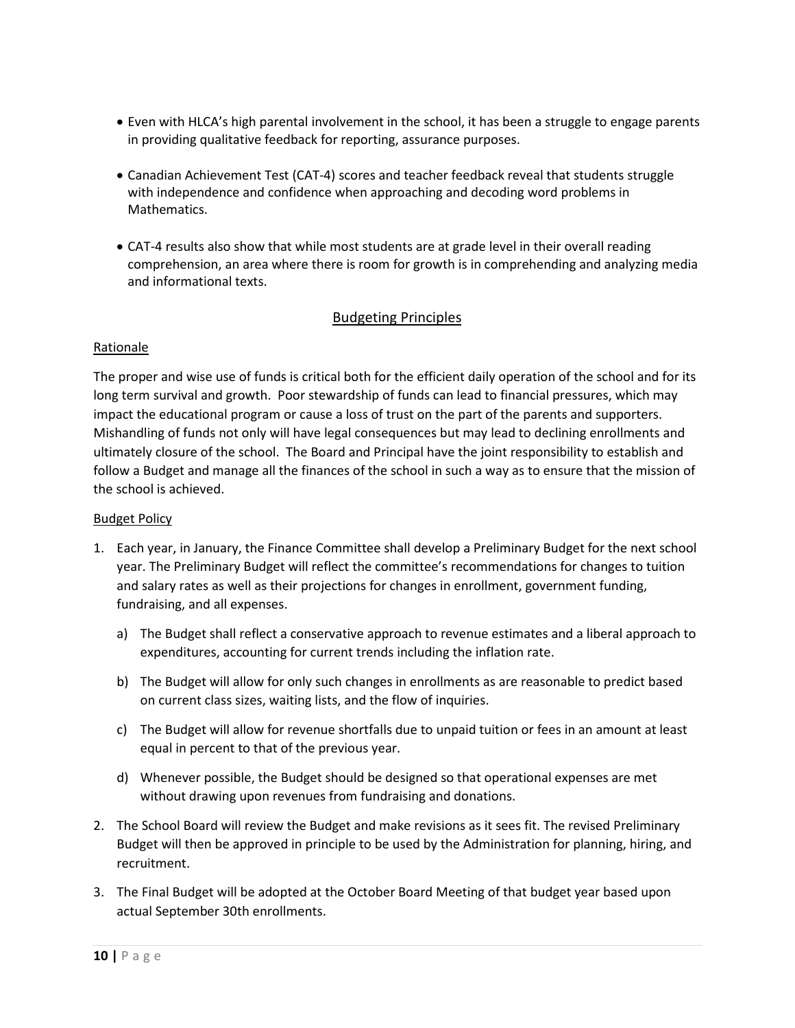- Even with HLCA's high parental involvement in the school, it has been a struggle to engage parents in providing qualitative feedback for reporting, assurance purposes.

- Canadian Achievement Test (CAT-4) scores and teacher feedback reveal that students struggle with independence and confidence when approaching and decoding word problems in Mathematics.

- CAT-4 results also show that while most students are at grade level in their overall reading comprehension, an area where there is room for growth is in comprehending and analyzing media and informational texts.

## Budgeting Principles

### Rationale

The proper and wise use of funds is critical both for the efficient daily operation of the school and for its long term survival and growth. Poor stewardship of funds can lead to financial pressures, which may impact the educational program or cause a loss of trust on the part of the parents and supporters. Mishandling of funds not only will have legal consequences but may lead to declining enrollments and ultimately closure of the school. The Board and Principal have the joint responsibility to establish and follow a Budget and manage all the finances of the school in such a way as to ensure that the mission of the school is achieved.

### Budget Policy

1. Each year, in January, the Finance Committee shall develop a Preliminary Budget for the next school year. The Preliminary Budget will reflect the committee's recommendations for changes to tuition and salary rates as well as their projections for changes in enrollment, government funding, fundraising, and all expenses.
   a) The Budget shall reflect a conservative approach to revenue estimates and a liberal approach to expenditures, accounting for current trends including the inflation rate.
   b) The Budget will allow for only such changes in enrollments as are reasonable to predict based on current class sizes, waiting lists, and the flow of inquiries.
   c) The Budget will allow for revenue shortfalls due to unpaid tuition or fees in an amount at least equal in percent to that of the previous year.
   d) Whenever possible, the Budget should be designed so that operational expenses are met without drawing upon revenues from fundraising and donations.
2. The School Board will review the Budget and make revisions as it sees fit. The revised Preliminary Budget will then be approved in principle to be used by the Administration for planning, hiring, and recruitment.
3. The Final Budget will be adopted at the October Board Meeting of that budget year based upon actual September 30th enrollments.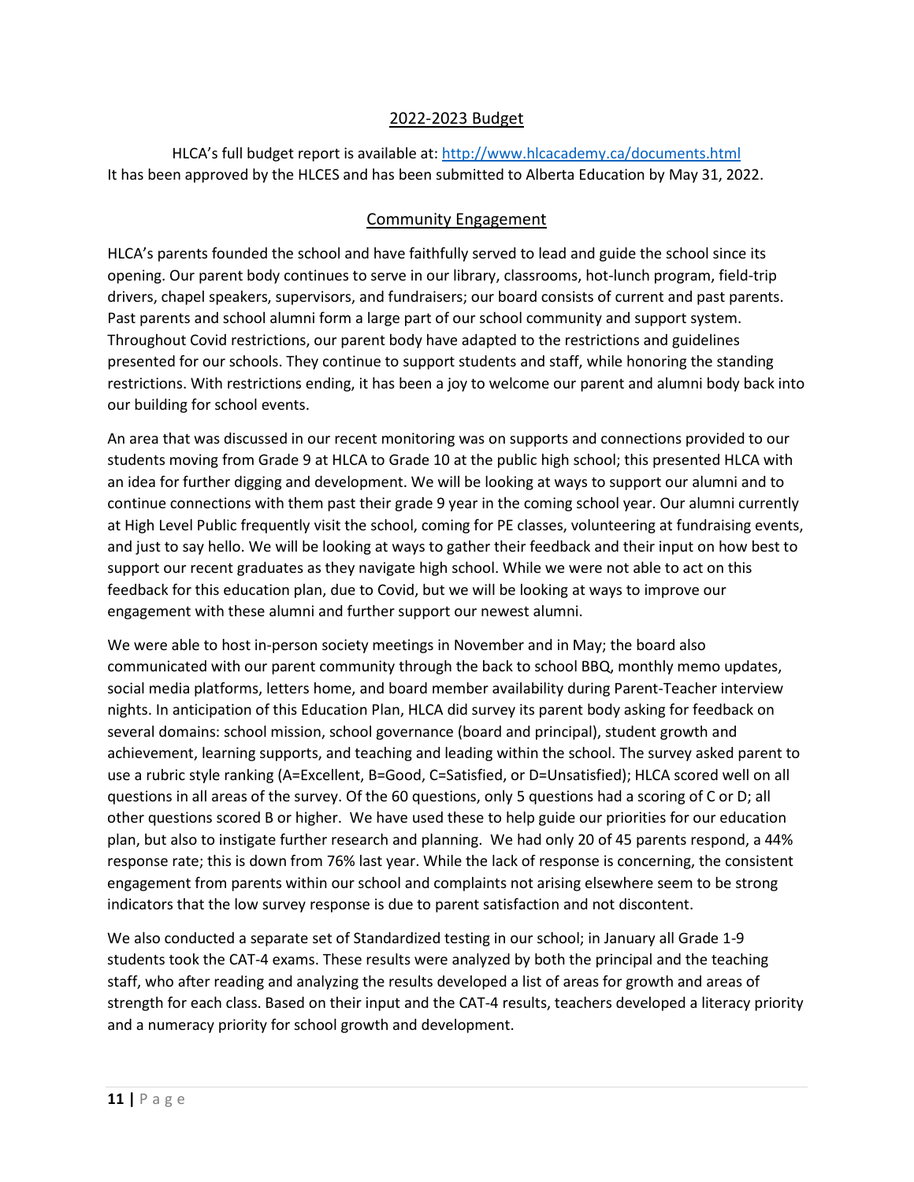## 2022-2023 Budget

HLCA's full budget report is available at: [http://www.hlcacademy.ca/documents.html](http://www.hlcacademy.ca/documents.html)
It has been approved by the HLCES and has been submitted to Alberta Education by May 31, 2022.

## Community Engagement

HLCA's parents founded the school and have faithfully served to lead and guide the school since its opening. Our parent body continues to serve in our library, classrooms, hot-lunch program, field-trip drivers, chapel speakers, supervisors, and fundraisers; our board consists of current and past parents. Past parents and school alumni form a large part of our school community and support system. Throughout Covid restrictions, our parent body have adapted to the restrictions and guidelines presented for our schools. They continue to support students and staff, while honoring the standing restrictions. With restrictions ending, it has been a joy to welcome our parent and alumni body back into our building for school events.

An area that was discussed in our recent monitoring was on supports and connections provided to our students moving from Grade 9 at HLCA to Grade 10 at the public high school; this presented HLCA with an idea for further digging and development. We will be looking at ways to support our alumni and to continue connections with them past their grade 9 year in the coming school year. Our alumni currently at High Level Public frequently visit the school, coming for PE classes, volunteering at fundraising events, and just to say hello. We will be looking at ways to gather their feedback and their input on how best to support our recent graduates as they navigate high school. While we were not able to act on this feedback for this education plan, due to Covid, but we will be looking at ways to improve our engagement with these alumni and further support our newest alumni.

We were able to host in-person society meetings in November and in May; the board also communicated with our parent community through the back to school BBQ, monthly memo updates, social media platforms, letters home, and board member availability during Parent-Teacher interview nights. In anticipation of this Education Plan, HLCA did survey its parent body asking for feedback on several domains: school mission, school governance (board and principal), student growth and achievement, learning supports, and teaching and leading within the school. The survey asked parent to use a rubric style ranking (A=Excellent, B=Good, C=Satisfied, or D=Unsatisfied); HLCA scored well on all questions in all areas of the survey. Of the 60 questions, only 5 questions had a scoring of C or D; all other questions scored B or higher. We have used these to help guide our priorities for our education plan, but also to instigate further research and planning. We had only 20 of 45 parents respond, a 44% response rate; this is down from 76% last year. While the lack of response is concerning, the consistent engagement from parents within our school and complaints not arising elsewhere seem to be strong indicators that the low survey response is due to parent satisfaction and not discontent.

We also conducted a separate set of Standardized testing in our school; in January all Grade 1-9 students took the CAT-4 exams. These results were analyzed by both the principal and the teaching staff, who after reading and analyzing the results developed a list of areas for growth and areas of strength for each class. Based on their input and the CAT-4 results, teachers developed a literacy priority and a numeracy priority for school growth and development.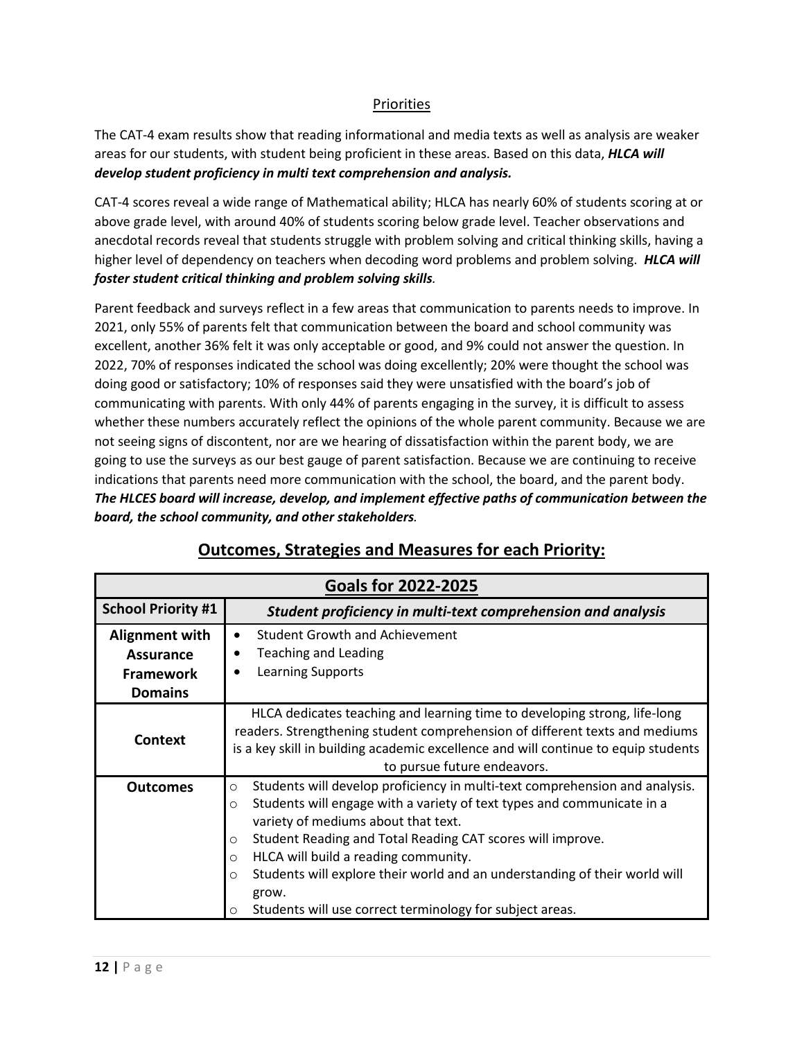## Priorities

The CAT-4 exam results show that reading informational and media texts as well as analysis are weaker areas for our students, with student being proficient in these areas. Based on this data, ***HLCA will develop student proficiency in multi text comprehension and analysis.***

CAT-4 scores reveal a wide range of Mathematical ability; HLCA has nearly 60% of students scoring at or above grade level, with around 40% of students scoring below grade level. Teacher observations and anecdotal records reveal that students struggle with problem solving and critical thinking skills, having a higher level of dependency on teachers when decoding word problems and problem solving. ***HLCA will foster student critical thinking and problem solving skills.***

Parent feedback and surveys reflect in a few areas that communication to parents needs to improve. In 2021, only 55% of parents felt that communication between the board and school community was excellent, another 36% felt it was only acceptable or good, and 9% could not answer the question. In 2022, 70% of responses indicated the school was doing excellently; 20% were thought the school was doing good or satisfactory; 10% of responses said they were unsatisfied with the board's job of communicating with parents. With only 44% of parents engaging in the survey, it is difficult to assess whether these numbers accurately reflect the opinions of the whole parent community. Because we are not seeing signs of discontent, nor are we hearing of dissatisfaction within the parent body, we are going to use the surveys as our best gauge of parent satisfaction. Because we are continuing to receive indications that parents need more communication with the school, the board, and the parent body. ***The HLCES board will increase, develop, and implement effective paths of communication between the board, the school community, and other stakeholders.***

## Outcomes, Strategies and Measures for each Priority:

| **Goals for 2022-2025** | |
|---|---|
| **School Priority #1** | ***Student proficiency in multi-text comprehension and analysis*** |
| **Alignment with Assurance Framework Domains** | • Student Growth and Achievement<br>• Teaching and Leading<br>• Learning Supports |
| **Context** | HLCA dedicates teaching and learning time to developing strong, life-long readers. Strengthening student comprehension of different texts and mediums is a key skill in building academic excellence and will continue to equip students to pursue future endeavors. |
| **Outcomes** | ○ Students will develop proficiency in multi-text comprehension and analysis.<br>○ Students will engage with a variety of text types and communicate in a variety of mediums about that text.<br>○ Student Reading and Total Reading CAT scores will improve.<br>○ HLCA will build a reading community.<br>○ Students will explore their world and an understanding of their world will grow.<br>○ Students will use correct terminology for subject areas. |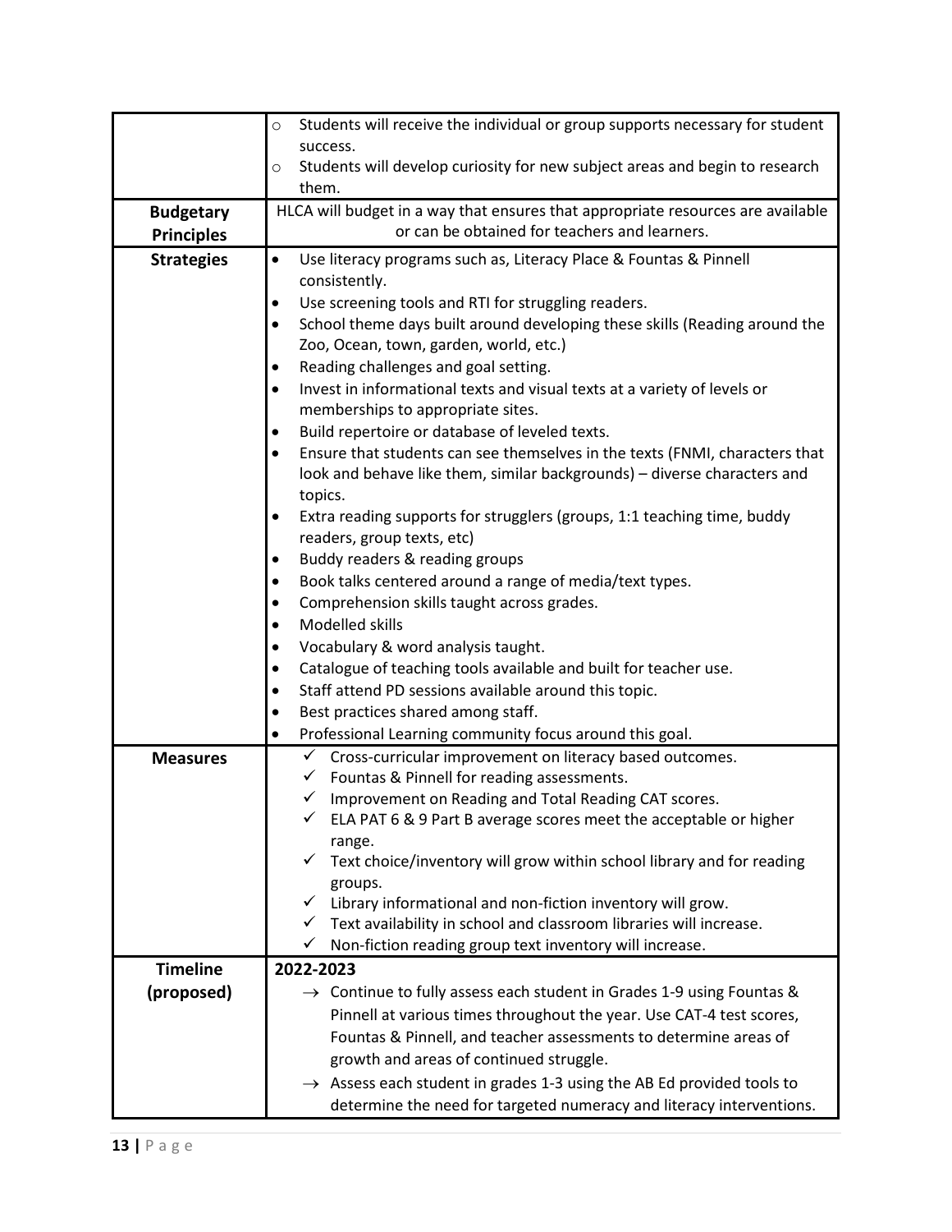| | |
|---|---|
| | ◦ Students will receive the individual or group supports necessary for student success.<br>◦ Students will develop curiosity for new subject areas and begin to research them. |
| **Budgetary Principles** | HLCA will budget in a way that ensures that appropriate resources are available or can be obtained for teachers and learners. |
| **Strategies** | • Use literacy programs such as, Literacy Place & Fountas & Pinnell consistently.<br>• Use screening tools and RTI for struggling readers.<br>• School theme days built around developing these skills (Reading around the Zoo, Ocean, town, garden, world, etc.)<br>• Reading challenges and goal setting.<br>• Invest in informational texts and visual texts at a variety of levels or memberships to appropriate sites.<br>• Build repertoire or database of leveled texts.<br>• Ensure that students can see themselves in the texts (FNMI, characters that look and behave like them, similar backgrounds) – diverse characters and topics.<br>• Extra reading supports for strugglers (groups, 1:1 teaching time, buddy readers, group texts, etc)<br>• Buddy readers & reading groups<br>• Book talks centered around a range of media/text types.<br>• Comprehension skills taught across grades.<br>• Modelled skills<br>• Vocabulary & word analysis taught.<br>• Catalogue of teaching tools available and built for teacher use.<br>• Staff attend PD sessions available around this topic.<br>• Best practices shared among staff.<br>• Professional Learning community focus around this goal. |
| **Measures** | ✓ Cross-curricular improvement on literacy based outcomes.<br>✓ Fountas & Pinnell for reading assessments.<br>✓ Improvement on Reading and Total Reading CAT scores.<br>✓ ELA PAT 6 & 9 Part B average scores meet the acceptable or higher range.<br>✓ Text choice/inventory will grow within school library and for reading groups.<br>✓ Library informational and non-fiction inventory will grow.<br>✓ Text availability in school and classroom libraries will increase.<br>✓ Non-fiction reading group text inventory will increase. |
| **Timeline (proposed)** | **2022-2023**<br>→ Continue to fully assess each student in Grades 1-9 using Fountas & Pinnell at various times throughout the year. Use CAT-4 test scores, Fountas & Pinnell, and teacher assessments to determine areas of growth and areas of continued struggle.<br>→ Assess each student in grades 1-3 using the AB Ed provided tools to determine the need for targeted numeracy and literacy interventions. |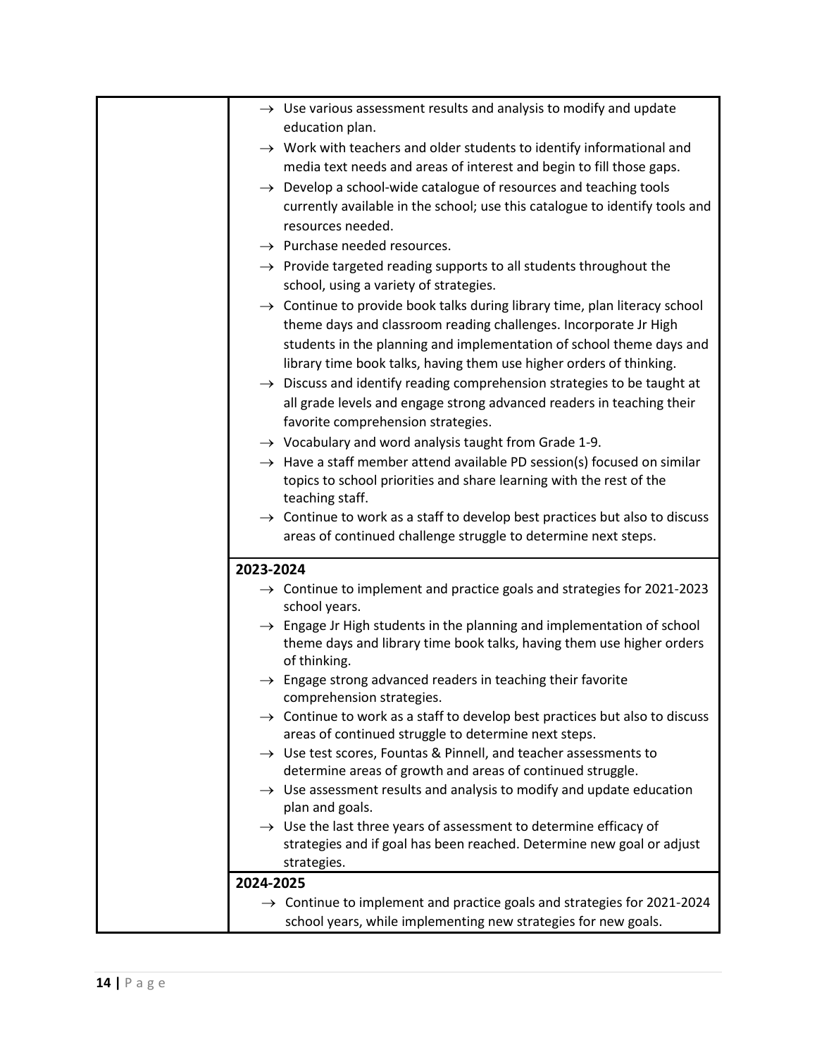| | |
|---|---|
| | → Use various assessment results and analysis to modify and update education plan.<br>→ Work with teachers and older students to identify informational and media text needs and areas of interest and begin to fill those gaps.<br>→ Develop a school-wide catalogue of resources and teaching tools currently available in the school; use this catalogue to identify tools and resources needed.<br>→ Purchase needed resources.<br>→ Provide targeted reading supports to all students throughout the school, using a variety of strategies.<br>→ Continue to provide book talks during library time, plan literacy school theme days and classroom reading challenges. Incorporate Jr High students in the planning and implementation of school theme days and library time book talks, having them use higher orders of thinking.<br>→ Discuss and identify reading comprehension strategies to be taught at all grade levels and engage strong advanced readers in teaching their favorite comprehension strategies.<br>→ Vocabulary and word analysis taught from Grade 1-9.<br>→ Have a staff member attend available PD session(s) focused on similar topics to school priorities and share learning with the rest of the teaching staff.<br>→ Continue to work as a staff to develop best practices but also to discuss areas of continued challenge struggle to determine next steps. |
| | **2023-2024**<br>→ Continue to implement and practice goals and strategies for 2021-2023 school years.<br>→ Engage Jr High students in the planning and implementation of school theme days and library time book talks, having them use higher orders of thinking.<br>→ Engage strong advanced readers in teaching their favorite comprehension strategies.<br>→ Continue to work as a staff to develop best practices but also to discuss areas of continued struggle to determine next steps.<br>→ Use test scores, Fountas & Pinnell, and teacher assessments to determine areas of growth and areas of continued struggle.<br>→ Use assessment results and analysis to modify and update education plan and goals.<br>→ Use the last three years of assessment to determine efficacy of strategies and if goal has been reached. Determine new goal or adjust strategies. |
| | **2024-2025**<br>→ Continue to implement and practice goals and strategies for 2021-2024 school years, while implementing new strategies for new goals. |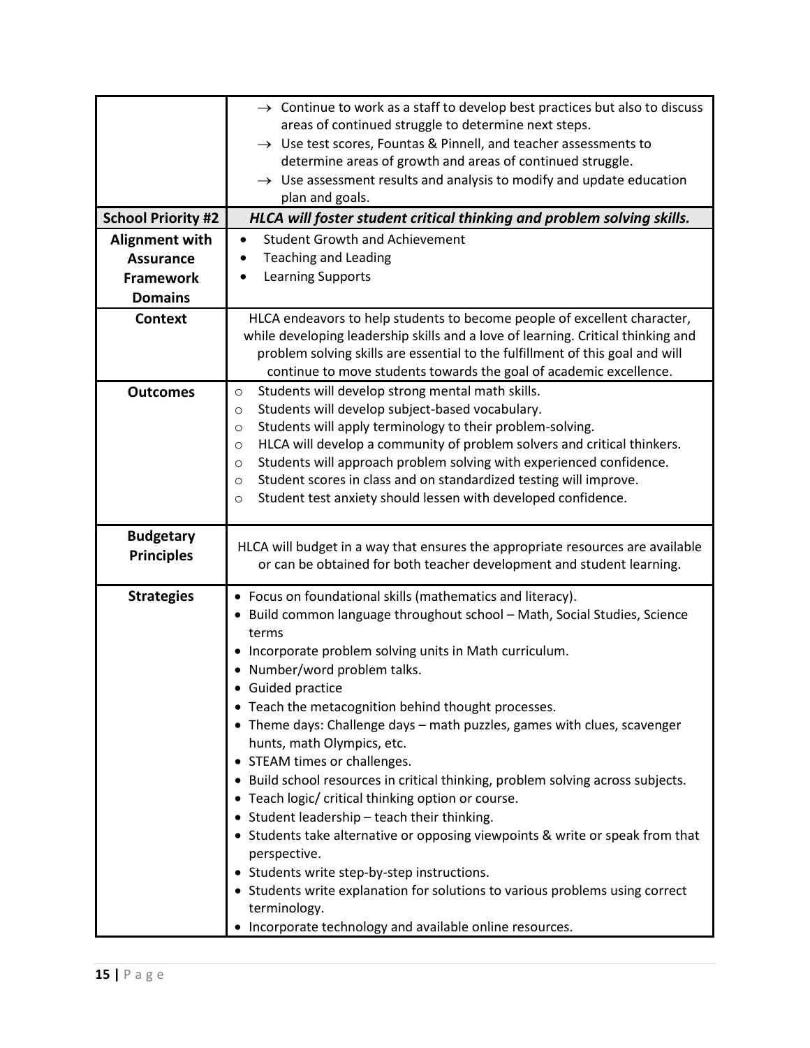| | |
|---|---|
| | → Continue to work as a staff to develop best practices but also to discuss areas of continued struggle to determine next steps.<br>→ Use test scores, Fountas & Pinnell, and teacher assessments to determine areas of growth and areas of continued struggle.<br>→ Use assessment results and analysis to modify and update education plan and goals. |
| **School Priority #2** | ***HLCA will foster student critical thinking and problem solving skills.*** |
| **Alignment with Assurance Framework Domains** | • Student Growth and Achievement<br>• Teaching and Leading<br>• Learning Supports |
| **Context** | HLCA endeavors to help students to become people of excellent character, while developing leadership skills and a love of learning. Critical thinking and problem solving skills are essential to the fulfillment of this goal and will continue to move students towards the goal of academic excellence. |
| **Outcomes** | ○ Students will develop strong mental math skills.<br>○ Students will develop subject-based vocabulary.<br>○ Students will apply terminology to their problem-solving.<br>○ HLCA will develop a community of problem solvers and critical thinkers.<br>○ Students will approach problem solving with experienced confidence.<br>○ Student scores in class and on standardized testing will improve.<br>○ Student test anxiety should lessen with developed confidence. |
| **Budgetary Principles** | HLCA will budget in a way that ensures the appropriate resources are available or can be obtained for both teacher development and student learning. |
| **Strategies** | • Focus on foundational skills (mathematics and literacy).<br>• Build common language throughout school – Math, Social Studies, Science terms<br>• Incorporate problem solving units in Math curriculum.<br>• Number/word problem talks.<br>• Guided practice<br>• Teach the metacognition behind thought processes.<br>• Theme days: Challenge days – math puzzles, games with clues, scavenger hunts, math Olympics, etc.<br>• STEAM times or challenges.<br>• Build school resources in critical thinking, problem solving across subjects.<br>• Teach logic/ critical thinking option or course.<br>• Student leadership – teach their thinking.<br>• Students take alternative or opposing viewpoints & write or speak from that perspective.<br>• Students write step-by-step instructions.<br>• Students write explanation for solutions to various problems using correct terminology.<br>• Incorporate technology and available online resources. |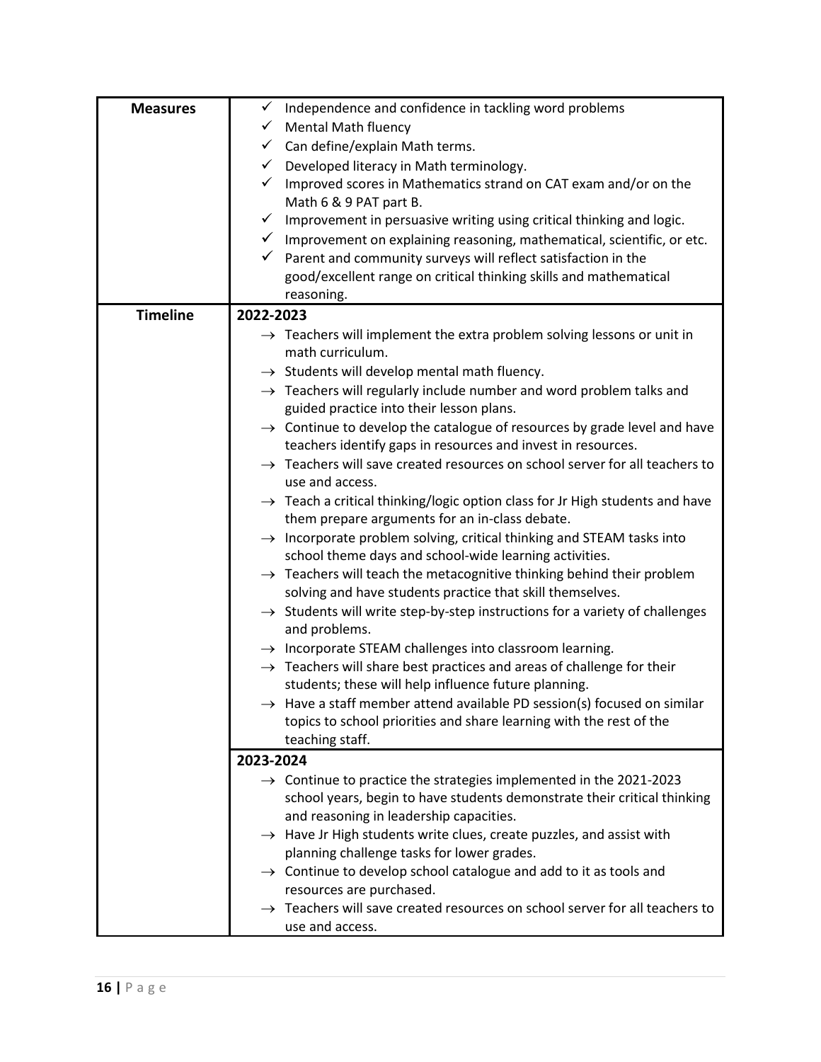| **Measures** | ✓ Independence and confidence in tackling word problems<br>✓ Mental Math fluency<br>✓ Can define/explain Math terms.<br>✓ Developed literacy in Math terminology.<br>✓ Improved scores in Mathematics strand on CAT exam and/or on the Math 6 & 9 PAT part B.<br>✓ Improvement in persuasive writing using critical thinking and logic.<br>✓ Improvement on explaining reasoning, mathematical, scientific, or etc.<br>✓ Parent and community surveys will reflect satisfaction in the good/excellent range on critical thinking skills and mathematical reasoning. |
|---|---|
| **Timeline** | **2022-2023**<br>→ Teachers will implement the extra problem solving lessons or unit in math curriculum.<br>→ Students will develop mental math fluency.<br>→ Teachers will regularly include number and word problem talks and guided practice into their lesson plans.<br>→ Continue to develop the catalogue of resources by grade level and have teachers identify gaps in resources and invest in resources.<br>→ Teachers will save created resources on school server for all teachers to use and access.<br>→ Teach a critical thinking/logic option class for Jr High students and have them prepare arguments for an in-class debate.<br>→ Incorporate problem solving, critical thinking and STEAM tasks into school theme days and school-wide learning activities.<br>→ Teachers will teach the metacognitive thinking behind their problem solving and have students practice that skill themselves.<br>→ Students will write step-by-step instructions for a variety of challenges and problems.<br>→ Incorporate STEAM challenges into classroom learning.<br>→ Teachers will share best practices and areas of challenge for their students; these will help influence future planning.<br>→ Have a staff member attend available PD session(s) focused on similar topics to school priorities and share learning with the rest of the teaching staff. |
| | **2023-2024**<br>→ Continue to practice the strategies implemented in the 2021-2023 school years, begin to have students demonstrate their critical thinking and reasoning in leadership capacities.<br>→ Have Jr High students write clues, create puzzles, and assist with planning challenge tasks for lower grades.<br>→ Continue to develop school catalogue and add to it as tools and resources are purchased.<br>→ Teachers will save created resources on school server for all teachers to use and access. |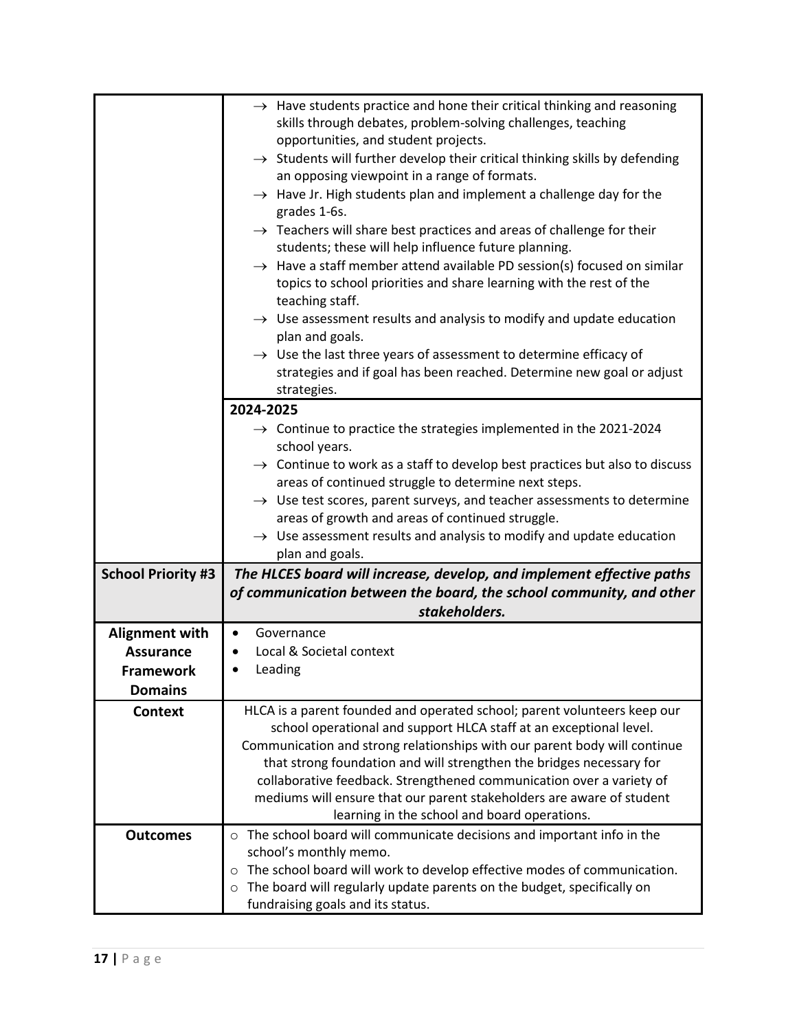| | |
|---|---|
| | → Have students practice and hone their critical thinking and reasoning skills through debates, problem-solving challenges, teaching opportunities, and student projects.<br>→ Students will further develop their critical thinking skills by defending an opposing viewpoint in a range of formats.<br>→ Have Jr. High students plan and implement a challenge day for the grades 1-6s.<br>→ Teachers will share best practices and areas of challenge for their students; these will help influence future planning.<br>→ Have a staff member attend available PD session(s) focused on similar topics to school priorities and share learning with the rest of the teaching staff.<br>→ Use assessment results and analysis to modify and update education plan and goals.<br>→ Use the last three years of assessment to determine efficacy of strategies and if goal has been reached. Determine new goal or adjust strategies. |
| | **2024-2025**<br>→ Continue to practice the strategies implemented in the 2021-2024 school years.<br>→ Continue to work as a staff to develop best practices but also to discuss areas of continued struggle to determine next steps.<br>→ Use test scores, parent surveys, and teacher assessments to determine areas of growth and areas of continued struggle.<br>→ Use assessment results and analysis to modify and update education plan and goals. |
| **School Priority #3** | ***The HLCES board will increase, develop, and implement effective paths of communication between the board, the school community, and other stakeholders.*** |
| **Alignment with Assurance Framework Domains** | • Governance<br>• Local & Societal context<br>• Leading |
| **Context** | HLCA is a parent founded and operated school; parent volunteers keep our school operational and support HLCA staff at an exceptional level. Communication and strong relationships with our parent body will continue that strong foundation and will strengthen the bridges necessary for collaborative feedback. Strengthened communication over a variety of mediums will ensure that our parent stakeholders are aware of student learning in the school and board operations. |
| **Outcomes** | ○ The school board will communicate decisions and important info in the school's monthly memo.<br>○ The school board will work to develop effective modes of communication.<br>○ The board will regularly update parents on the budget, specifically on fundraising goals and its status. |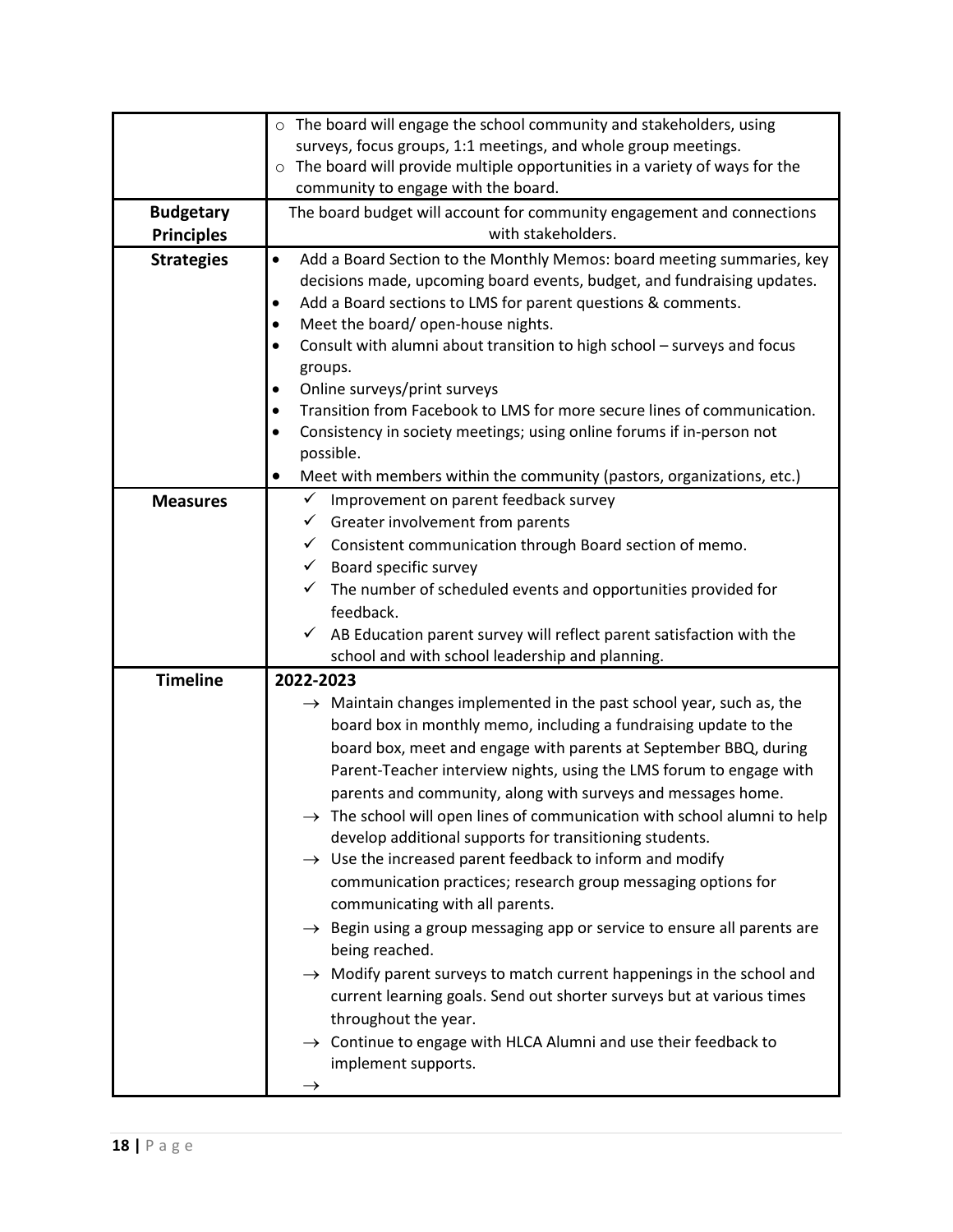| | |
|---|---|
| | ○ The board will engage the school community and stakeholders, using surveys, focus groups, 1:1 meetings, and whole group meetings.<br>○ The board will provide multiple opportunities in a variety of ways for the community to engage with the board. |
| **Budgetary Principles** | The board budget will account for community engagement and connections with stakeholders. |
| **Strategies** | • Add a Board Section to the Monthly Memos: board meeting summaries, key decisions made, upcoming board events, budget, and fundraising updates.<br>• Add a Board sections to LMS for parent questions & comments.<br>• Meet the board/ open-house nights.<br>• Consult with alumni about transition to high school – surveys and focus groups.<br>• Online surveys/print surveys<br>• Transition from Facebook to LMS for more secure lines of communication.<br>• Consistency in society meetings; using online forums if in-person not possible.<br>• Meet with members within the community (pastors, organizations, etc.) |
| **Measures** | ✓ Improvement on parent feedback survey<br>✓ Greater involvement from parents<br>✓ Consistent communication through Board section of memo.<br>✓ Board specific survey<br>✓ The number of scheduled events and opportunities provided for feedback.<br>✓ AB Education parent survey will reflect parent satisfaction with the school and with school leadership and planning. |
| **Timeline** | **2022-2023**<br>→ Maintain changes implemented in the past school year, such as, the board box in monthly memo, including a fundraising update to the board box, meet and engage with parents at September BBQ, during Parent-Teacher interview nights, using the LMS forum to engage with parents and community, along with surveys and messages home.<br>→ The school will open lines of communication with school alumni to help develop additional supports for transitioning students.<br>→ Use the increased parent feedback to inform and modify communication practices; research group messaging options for communicating with all parents.<br>→ Begin using a group messaging app or service to ensure all parents are being reached.<br>→ Modify parent surveys to match current happenings in the school and current learning goals. Send out shorter surveys but at various times throughout the year.<br>→ Continue to engage with HLCA Alumni and use their feedback to implement supports.<br>→ |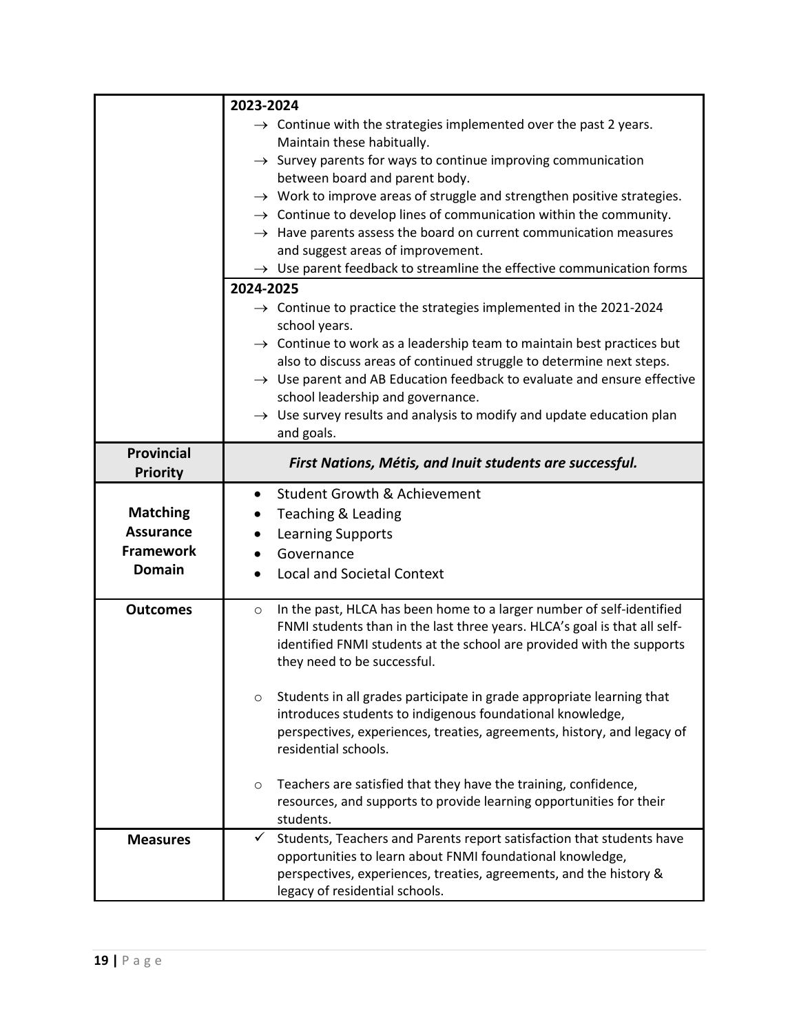| | |
|---|---|
| | **2023-2024**<br>→ Continue with the strategies implemented over the past 2 years. Maintain these habitually.<br>→ Survey parents for ways to continue improving communication between board and parent body.<br>→ Work to improve areas of struggle and strengthen positive strategies.<br>→ Continue to develop lines of communication within the community.<br>→ Have parents assess the board on current communication measures and suggest areas of improvement.<br>→ Use parent feedback to streamline the effective communication forms |
| | **2024-2025**<br>→ Continue to practice the strategies implemented in the 2021-2024 school years.<br>→ Continue to work as a leadership team to maintain best practices but also to discuss areas of continued struggle to determine next steps.<br>→ Use parent and AB Education feedback to evaluate and ensure effective school leadership and governance.<br>→ Use survey results and analysis to modify and update education plan and goals. |
| **Provincial Priority** | ***First Nations, Métis, and Inuit students are successful.*** |
| **Matching Assurance Framework Domain** | • Student Growth & Achievement<br>• Teaching & Leading<br>• Learning Supports<br>• Governance<br>• Local and Societal Context |
| **Outcomes** | ○ In the past, HLCA has been home to a larger number of self-identified FNMI students than in the last three years. HLCA's goal is that all self-identified FNMI students at the school are provided with the supports they need to be successful.<br><br>○ Students in all grades participate in grade appropriate learning that introduces students to indigenous foundational knowledge, perspectives, experiences, treaties, agreements, history, and legacy of residential schools.<br><br>○ Teachers are satisfied that they have the training, confidence, resources, and supports to provide learning opportunities for their students. |
| **Measures** | ✓ Students, Teachers and Parents report satisfaction that students have opportunities to learn about FNMI foundational knowledge, perspectives, experiences, treaties, agreements, and the history & legacy of residential schools. |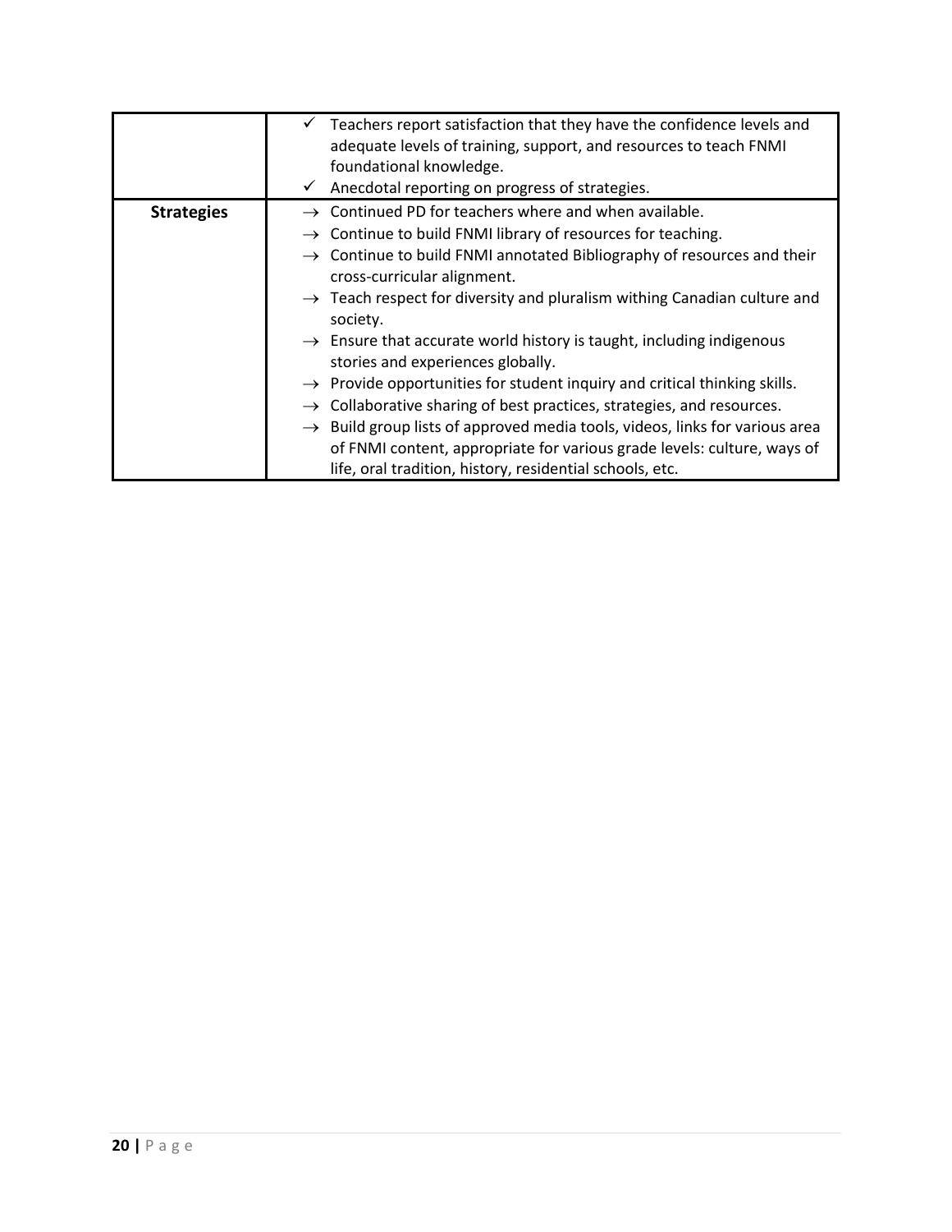| | |
|---|---|
| | ✓ Teachers report satisfaction that they have the confidence levels and adequate levels of training, support, and resources to teach FNMI foundational knowledge.<br>✓ Anecdotal reporting on progress of strategies. |
| **Strategies** | → Continued PD for teachers where and when available.<br>→ Continue to build FNMI library of resources for teaching.<br>→ Continue to build FNMI annotated Bibliography of resources and their cross-curricular alignment.<br>→ Teach respect for diversity and pluralism withing Canadian culture and society.<br>→ Ensure that accurate world history is taught, including indigenous stories and experiences globally.<br>→ Provide opportunities for student inquiry and critical thinking skills.<br>→ Collaborative sharing of best practices, strategies, and resources.<br>→ Build group lists of approved media tools, videos, links for various area of FNMI content, appropriate for various grade levels: culture, ways of life, oral tradition, history, residential schools, etc. |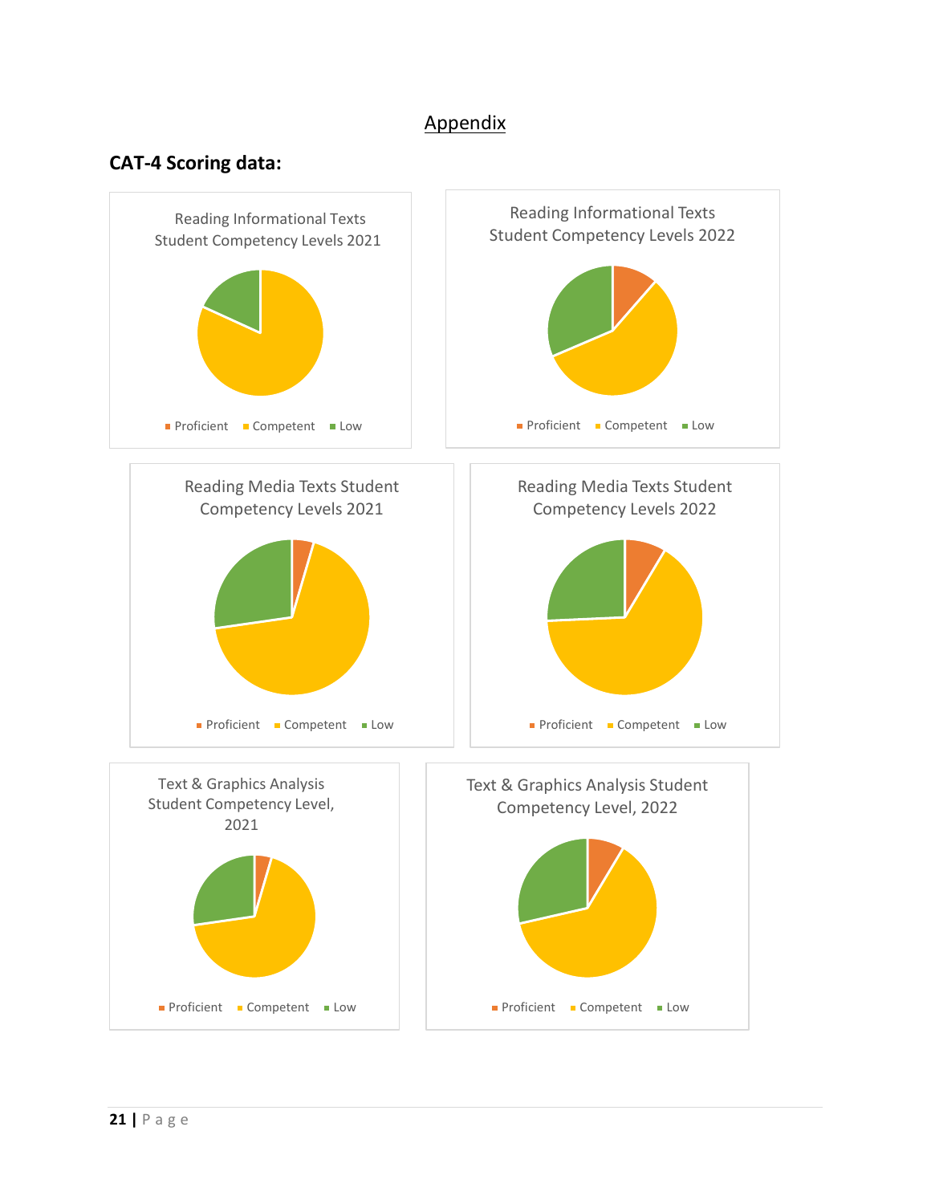<u>Appendix</u>

**CAT-4 Scoring data:**

Reading Informational Texts Student Competency Levels 2021

Proficient | Competent | Low

Reading Informational Texts Student Competency Levels 2022

Proficient | Competent | Low

Reading Media Texts Student Competency Levels 2021

Proficient | Competent | Low

Reading Media Texts Student Competency Levels 2022

Proficient | Competent | Low

Text & Graphics Analysis Student Competency Level, 2021

Proficient | Competent | Low

Text & Graphics Analysis Student Competency Level, 2022

Proficient | Competent | Low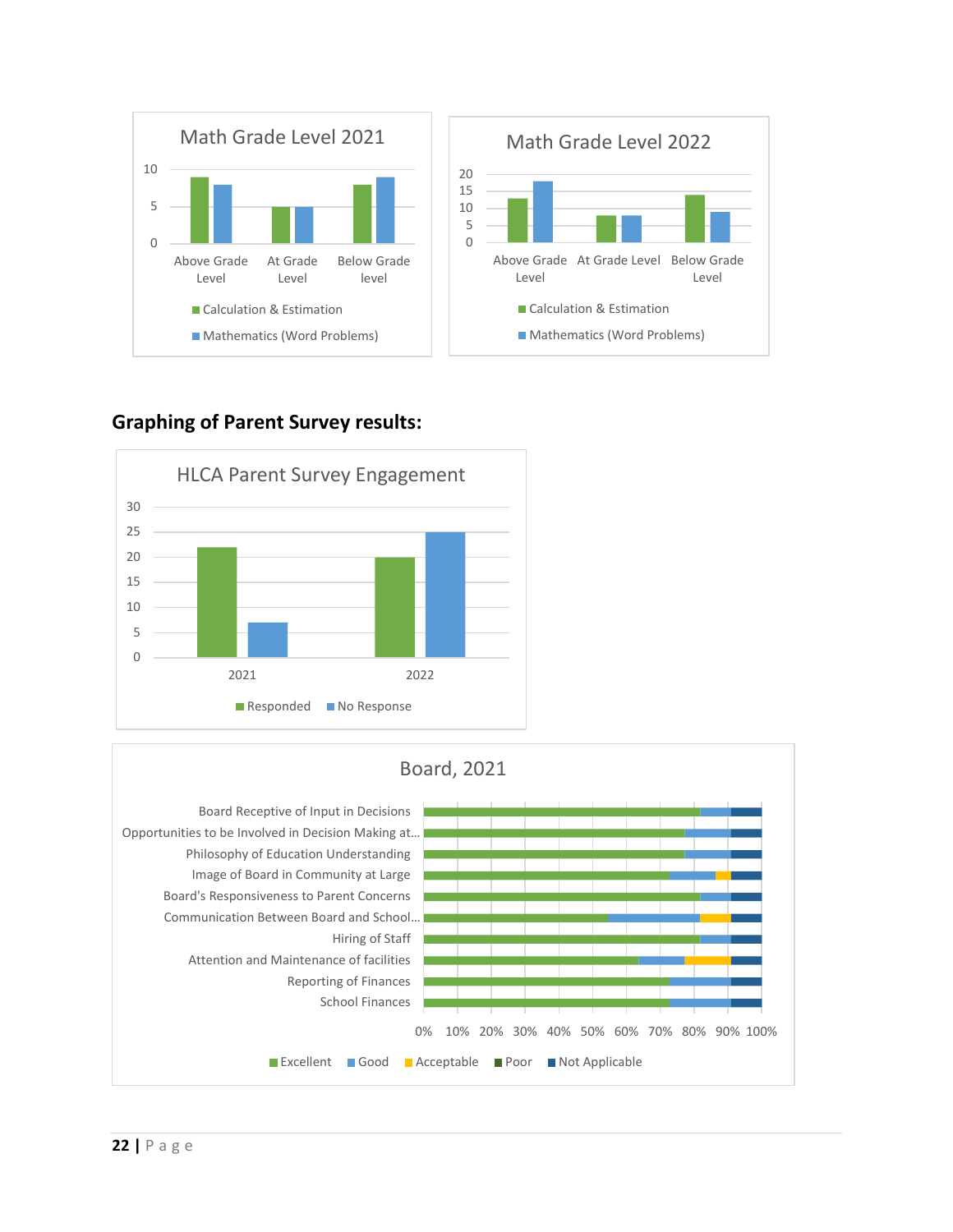**Math Grade Level 2021**

| | Calculation & Estimation | Mathematics (Word Problems) |
|---|---|---|
| Above Grade Level | 9 | 8 |
| At Grade Level | 5 | 5 |
| Below Grade level | 8 | 9 |

**Math Grade Level 2022**

| | Calculation & Estimation | Mathematics (Word Problems) |
|---|---|---|
| Above Grade Level | 13 | 18 |
| At Grade Level | 8 | 8 |
| Below Grade Level | 14 | 9 |

## Graphing of Parent Survey results:

**HLCA Parent Survey Engagement**

| | Responded | No Response |
|---|---|---|
| 2021 | 22 | 7 |
| 2022 | 20 | 25 |

**Board, 2021**

Categories: Board Receptive of Input in Decisions; Opportunities to be Involved in Decision Making at…; Philosophy of Education Understanding; Image of Board in Community at Large; Board's Responsiveness to Parent Concerns; Communication Between Board and School…; Hiring of Staff; Attention and Maintenance of facilities; Reporting of Finances; School Finances

Legend: Excellent, Good, Acceptable, Poor, Not Applicable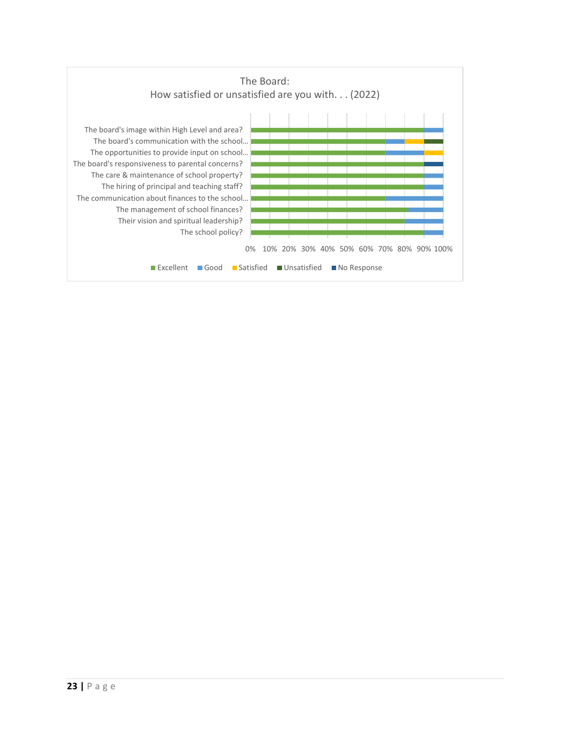The Board:
How satisfied or unsatisfied are you with. . . (2022)

The board's image within High Level and area?
The board's communication with the school...
The opportunities to provide input on school...
The board's responsiveness to parental concerns?
The care & maintenance of school property?
The hiring of principal and teaching staff?
The communication about finances to the school...
The management of school finances?
Their vision and spiritual leadership?
The school policy?

0% 10% 20% 30% 40% 50% 60% 70% 80% 90% 100%

Excellent Good Satisfied Unsatisfied No Response